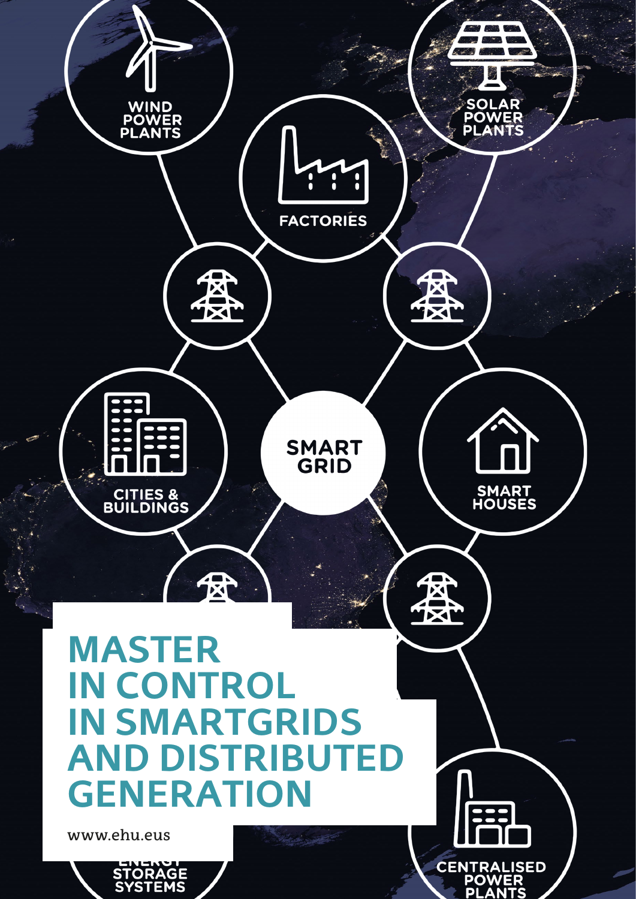WIND POWER PLANTS

SOLAR POWER PLANTS

FACTORIES

CITIES & BUILDINGS

SMART GRID

SMART HOUSES

# MASTER IN CONTROL IN SMARTGRIDS AND DISTRIBUTED GENERATION

www.ehu.eus

ENERGY STORAGE SYSTEMS

CENTRALISED POWER PLANTS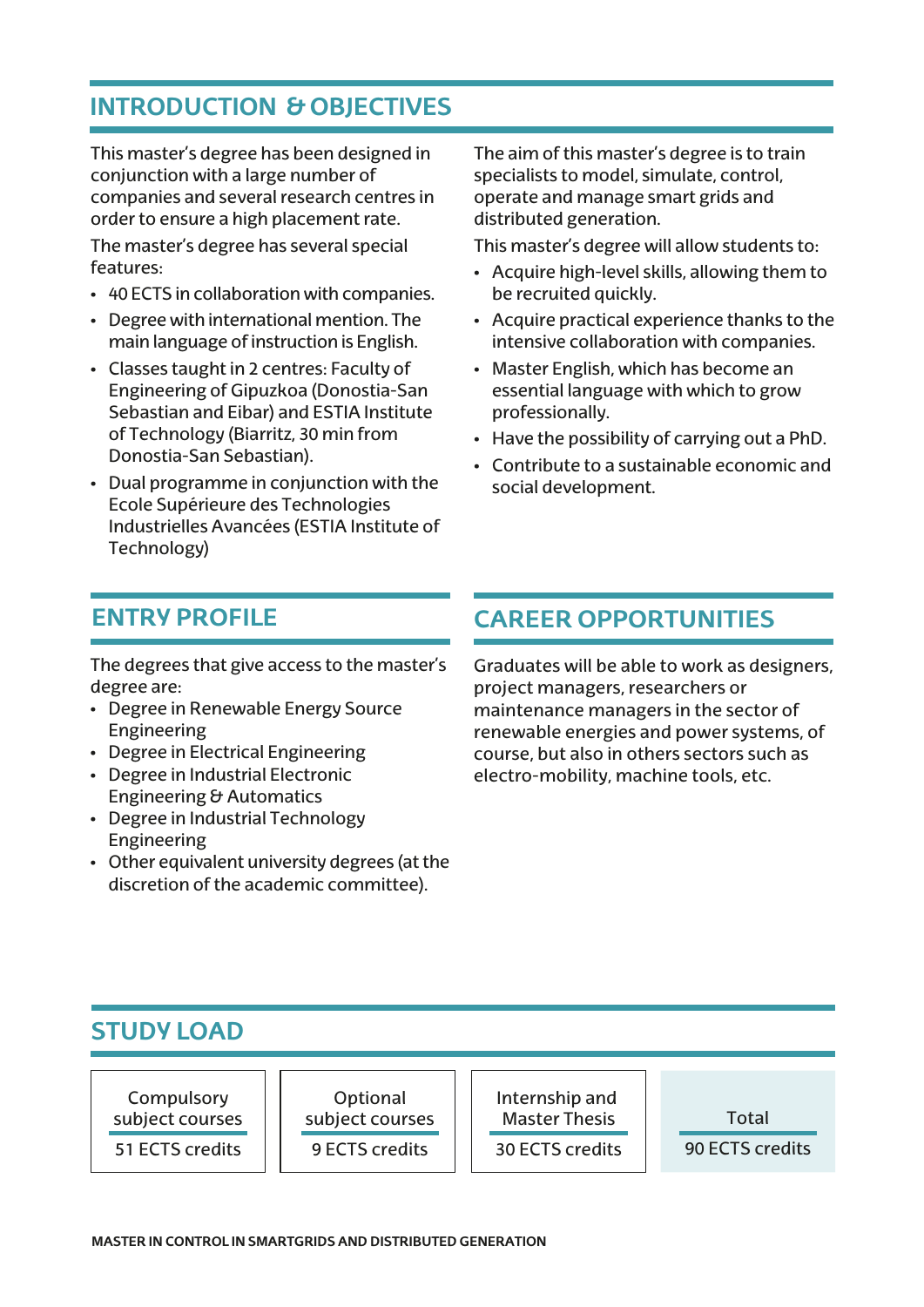## INTRODUCTION & OBJECTIVES

This master's degree has been designed in conjunction with a large number of companies and several research centres in order to ensure a high placement rate.

The master's degree has several special features:

- 40 ECTS in collaboration with companies.
- Degree with international mention. The main language of instruction is English.
- Classes taught in 2 centres: Faculty of Engineering of Gipuzkoa (Donostia-San Sebastian and Eibar) and ESTIA Institute of Technology (Biarritz, 30 min from Donostia-San Sebastian).
- Dual programme in conjunction with the Ecole Supérieure des Technologies Industrielles Avancées (ESTIA Institute of Technology)

The aim of this master's degree is to train specialists to model, simulate, control, operate and manage smart grids and distributed generation.

This master's degree will allow students to:

- Acquire high-level skills, allowing them to be recruited quickly.
- Acquire practical experience thanks to the intensive collaboration with companies.
- Master English, which has become an essential language with which to grow professionally.
- Have the possibility of carrying out a PhD.
- Contribute to a sustainable economic and social development.

## ENTRY PROFILE

The degrees that give access to the master's degree are:

- Degree in Renewable Energy Source Engineering
- Degree in Electrical Engineering
- Degree in Industrial Electronic Engineering & Automatics
- Degree in Industrial Technology Engineering
- Other equivalent university degrees (at the discretion of the academic committee).

## CAREER OPPORTUNITIES

Graduates will be able to work as designers, project managers, researchers or maintenance managers in the sector of renewable energies and power systems, of course, but also in others sectors such as electro-mobility, machine tools, etc.

## STUDY LOAD

| Compulsory subject courses | Optional subject courses | Internship and Master Thesis | Total |
|---|---|---|---|
| 51 ECTS credits | 9 ECTS credits | 30 ECTS credits | 90 ECTS credits |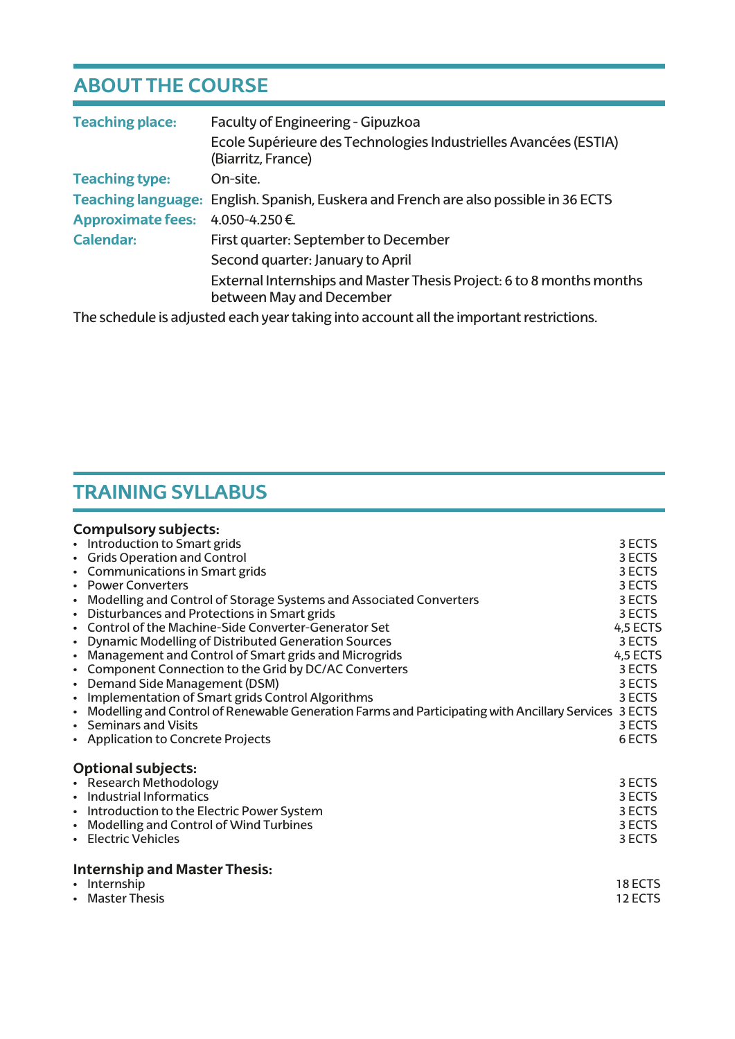## ABOUT THE COURSE

| | |
|---|---|
| **Teaching place:** | Faculty of Engineering - Gipuzkoa |
| | Ecole Supérieure des Technologies Industrielles Avancées (ESTIA) (Biarritz, France) |
| **Teaching type:** | On-site. |
| **Teaching language:** | English. Spanish, Euskera and French are also possible in 36 ECTS |
| **Approximate fees:** | 4.050-4.250 €. |
| **Calendar:** | First quarter: September to December |
| | Second quarter: January to April |
| | External Internships and Master Thesis Project: 6 to 8 months months between May and December |

The schedule is adjusted each year taking into account all the important restrictions.

## TRAINING SYLLABUS

### Compulsory subjects:

| Subject | ECTS |
|---|---|
| • Introduction to Smart grids | 3 ECTS |
| • Grids Operation and Control | 3 ECTS |
| • Communications in Smart grids | 3 ECTS |
| • Power Converters | 3 ECTS |
| • Modelling and Control of Storage Systems and Associated Converters | 3 ECTS |
| • Disturbances and Protections in Smart grids | 3 ECTS |
| • Control of the Machine-Side Converter-Generator Set | 4,5 ECTS |
| • Dynamic Modelling of Distributed Generation Sources | 3 ECTS |
| • Management and Control of Smart grids and Microgrids | 4,5 ECTS |
| • Component Connection to the Grid by DC/AC Converters | 3 ECTS |
| • Demand Side Management (DSM) | 3 ECTS |
| • Implementation of Smart grids Control Algorithms | 3 ECTS |
| • Modelling and Control of Renewable Generation Farms and Participating with Ancillary Services | 3 ECTS |
| • Seminars and Visits | 3 ECTS |
| • Application to Concrete Projects | 6 ECTS |

### Optional subjects:

| Subject | ECTS |
|---|---|
| • Research Methodology | 3 ECTS |
| • Industrial Informatics | 3 ECTS |
| • Introduction to the Electric Power System | 3 ECTS |
| • Modelling and Control of Wind Turbines | 3 ECTS |
| • Electric Vehicles | 3 ECTS |

### Internship and Master Thesis:

| Subject | ECTS |
|---|---|
| • Internship | 18 ECTS |
| • Master Thesis | 12 ECTS |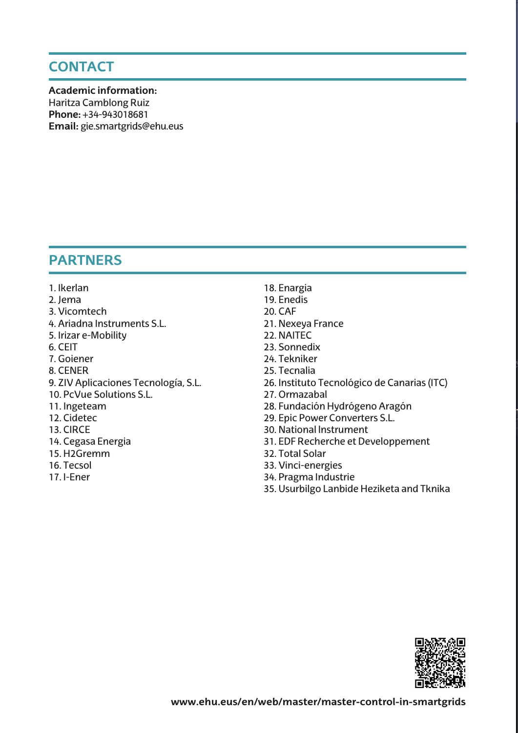## CONTACT

**Academic information:**
Haritza Camblong Ruiz
**Phone:** +34-943018681
**Email:** gie.smartgrids@ehu.eus

## PARTNERS

1. Ikerlan
2. Jema
3. Vicomtech
4. Ariadna Instruments S.L.
5. Irizar e-Mobility
6. CEIT
7. Goiener
8. CENER
9. ZIV Aplicaciones Tecnología, S.L.
10. PcVue Solutions S.L.
11. Ingeteam
12. Cidetec
13. CIRCE
14. Cegasa Energia
15. H2Gremm
16. Tecsol
17. I-Ener
18. Enargia
19. Enedis
20. CAF
21. Nexeya France
22. NAITEC
23. Sonnedix
24. Tekniker
25. Tecnalia
26. Instituto Tecnológico de Canarias (ITC)
27. Ormazabal
28. Fundación Hydrógeno Aragón
29. Epic Power Converters S.L.
30. National Instrument
31. EDF Recherche et Developpement
32. Total Solar
33. Vinci-energies
34. Pragma Industrie
35. Usurbilgo Lanbide Heziketa and Tknika

**www.ehu.eus/en/web/master/master-control-in-smartgrids**